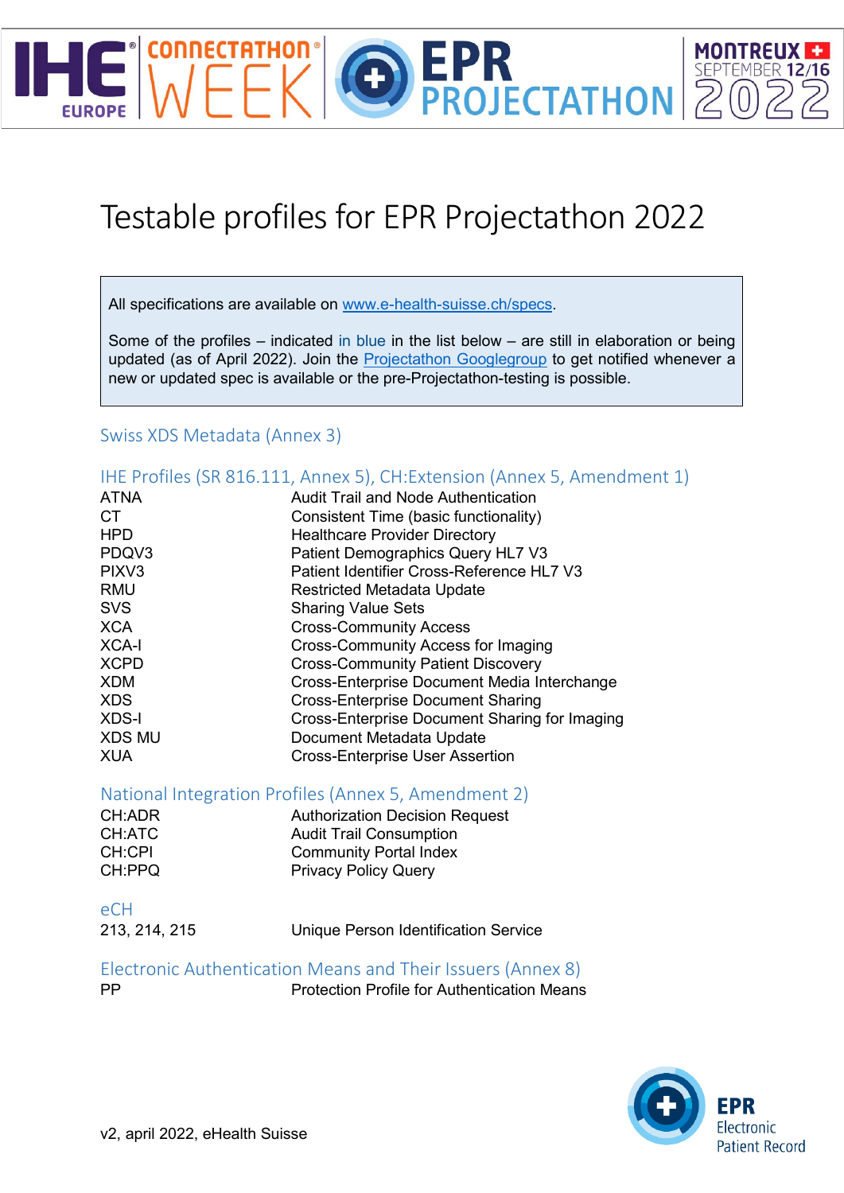# Testable profiles for EPR Projectathon 2022

All specifications are available on [www.e-health-suisse.ch/specs](www.e-health-suisse.ch/specs).

Some of the profiles – indicated in blue in the list below – are still in elaboration or being updated (as of April 2022). Join the [Projectathon Googlegroup]() to get notified whenever a new or updated spec is available or the pre-Projectathon-testing is possible.

## Swiss XDS Metadata (Annex 3)

## IHE Profiles (SR 816.111, Annex 5), CH:Extension (Annex 5, Amendment 1)

| | |
|---|---|
| ATNA | Audit Trail and Node Authentication |
| CT | Consistent Time (basic functionality) |
| HPD | Healthcare Provider Directory |
| PDQV3 | Patient Demographics Query HL7 V3 |
| PIXV3 | Patient Identifier Cross-Reference HL7 V3 |
| RMU | Restricted Metadata Update |
| SVS | Sharing Value Sets |
| XCA | Cross-Community Access |
| XCA-I | Cross-Community Access for Imaging |
| XCPD | Cross-Community Patient Discovery |
| XDM | Cross-Enterprise Document Media Interchange |
| XDS | Cross-Enterprise Document Sharing |
| XDS-I | Cross-Enterprise Document Sharing for Imaging |
| XDS MU | Document Metadata Update |
| XUA | Cross-Enterprise User Assertion |

## National Integration Profiles (Annex 5, Amendment 2)

| | |
|---|---|
| CH:ADR | Authorization Decision Request |
| CH:ATC | Audit Trail Consumption |
| CH:CPI | Community Portal Index |
| CH:PPQ | Privacy Policy Query |

## eCH

| | |
|---|---|
| 213, 214, 215 | Unique Person Identification Service |

## Electronic Authentication Means and Their Issuers (Annex 8)

| | |
|---|---|
| PP | Protection Profile for Authentication Means |

v2, april 2022, eHealth Suisse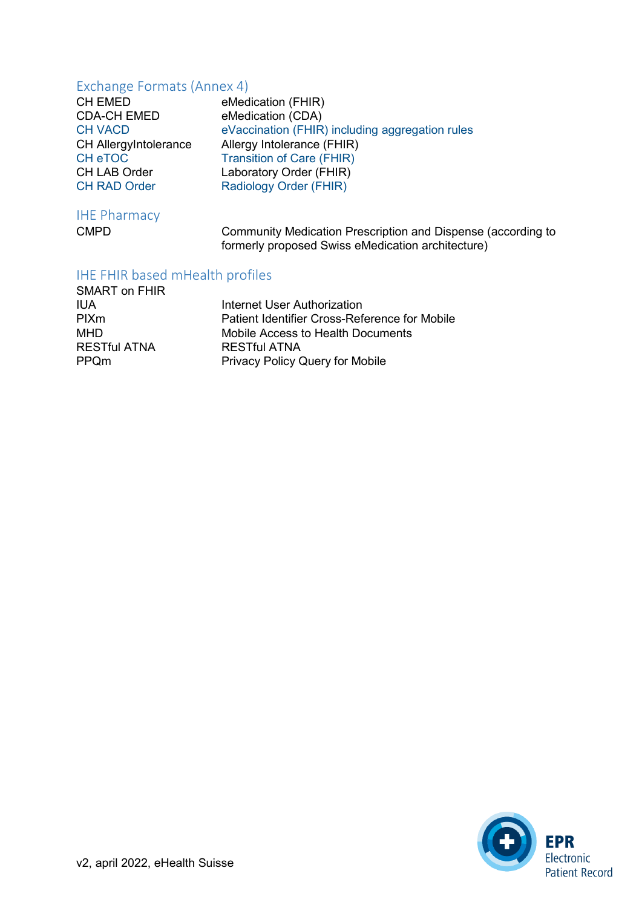## Exchange Formats (Annex 4)

| | |
|---|---|
| CH EMED | eMedication (FHIR) |
| CDA-CH EMED | eMedication (CDA) |
| CH VACD | eVaccination (FHIR) including aggregation rules |
| CH AllergyIntolerance | Allergy Intolerance (FHIR) |
| CH eTOC | Transition of Care (FHIR) |
| CH LAB Order | Laboratory Order (FHIR) |
| CH RAD Order | Radiology Order (FHIR) |

## IHE Pharmacy

| | |
|---|---|
| CMPD | Community Medication Prescription and Dispense (according to formerly proposed Swiss eMedication architecture) |

## IHE FHIR based mHealth profiles

| | |
|---|---|
| SMART on FHIR | |
| IUA | Internet User Authorization |
| PIXm | Patient Identifier Cross-Reference for Mobile |
| MHD | Mobile Access to Health Documents |
| RESTful ATNA | RESTful ATNA |
| PPQm | Privacy Policy Query for Mobile |

v2, april 2022, eHealth Suisse

EPR Electronic Patient Record